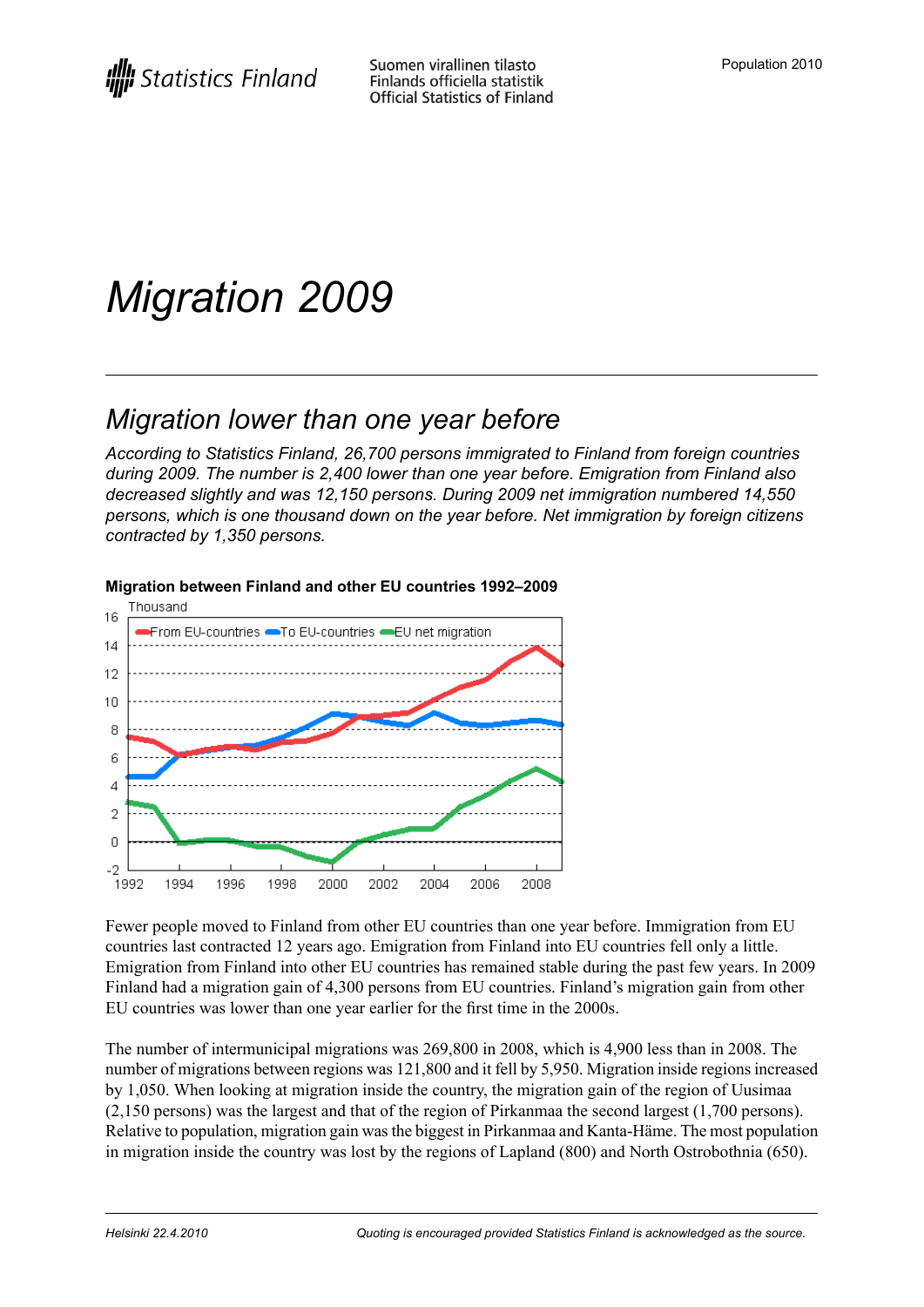Statistics Finland

Suomen virallinen tilasto
Finlands officiella statistik
Official Statistics of Finland

Population 2010

# Migration 2009

## Migration lower than one year before

*According to Statistics Finland, 26,700 persons immigrated to Finland from foreign countries during 2009. The number is 2,400 lower than one year before. Emigration from Finland also decreased slightly and was 12,150 persons. During 2009 net immigration numbered 14,550 persons, which is one thousand down on the year before. Net immigration by foreign citizens contracted by 1,350 persons.*

**Migration between Finland and other EU countries 1992–2009**

Fewer people moved to Finland from other EU countries than one year before. Immigration from EU countries last contracted 12 years ago. Emigration from Finland into EU countries fell only a little. Emigration from Finland into other EU countries has remained stable during the past few years. In 2009 Finland had a migration gain of 4,300 persons from EU countries. Finland's migration gain from other EU countries was lower than one year earlier for the first time in the 2000s.

The number of intermunicipal migrations was 269,800 in 2008, which is 4,900 less than in 2008. The number of migrations between regions was 121,800 and it fell by 5,950. Migration inside regions increased by 1,050. When looking at migration inside the country, the migration gain of the region of Uusimaa (2,150 persons) was the largest and that of the region of Pirkanmaa the second largest (1,700 persons). Relative to population, migration gain was the biggest in Pirkanmaa and Kanta-Häme. The most population in migration inside the country was lost by the regions of Lapland (800) and North Ostrobothnia (650).

Helsinki 22.4.2010

Quoting is encouraged provided Statistics Finland is acknowledged as the source.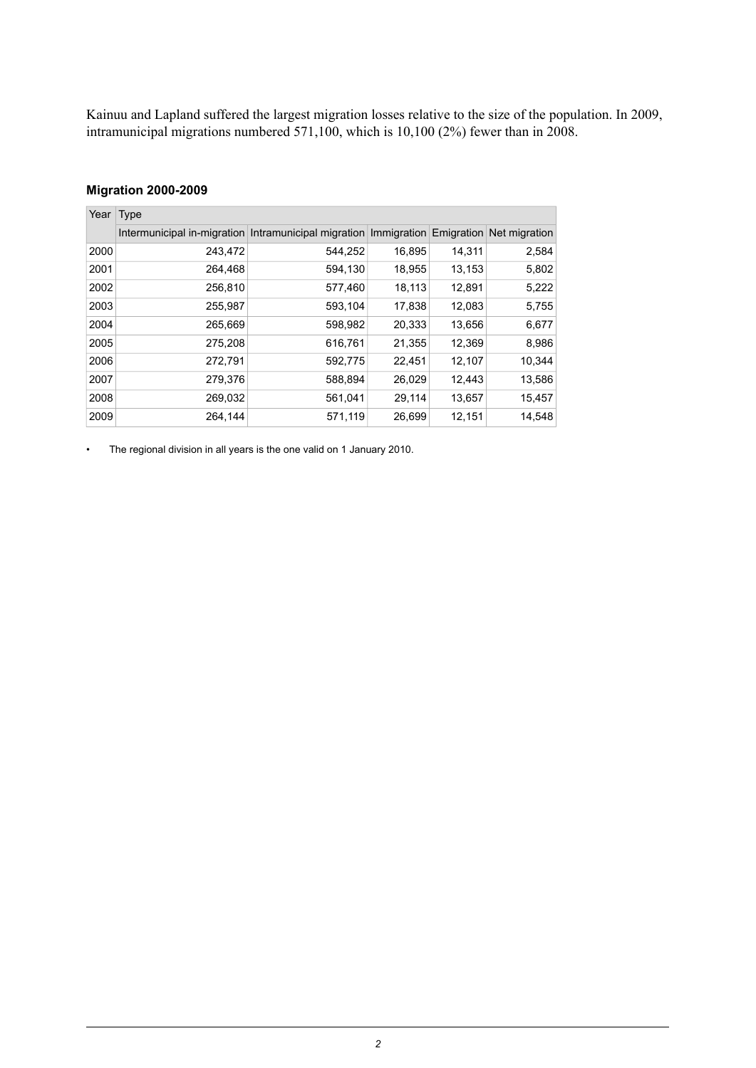Kainuu and Lapland suffered the largest migration losses relative to the size of the population. In 2009, intramunicipal migrations numbered 571,100, which is 10,100 (2%) fewer than in 2008.

### Migration 2000-2009

| Year | Type | | | | |
|---|---|---|---|---|---|
| | Intermunicipal in-migration | Intramunicipal migration | Immigration | Emigration | Net migration |
| 2000 | 243,472 | 544,252 | 16,895 | 14,311 | 2,584 |
| 2001 | 264,468 | 594,130 | 18,955 | 13,153 | 5,802 |
| 2002 | 256,810 | 577,460 | 18,113 | 12,891 | 5,222 |
| 2003 | 255,987 | 593,104 | 17,838 | 12,083 | 5,755 |
| 2004 | 265,669 | 598,982 | 20,333 | 13,656 | 6,677 |
| 2005 | 275,208 | 616,761 | 21,355 | 12,369 | 8,986 |
| 2006 | 272,791 | 592,775 | 22,451 | 12,107 | 10,344 |
| 2007 | 279,376 | 588,894 | 26,029 | 12,443 | 13,586 |
| 2008 | 269,032 | 561,041 | 29,114 | 13,657 | 15,457 |
| 2009 | 264,144 | 571,119 | 26,699 | 12,151 | 14,548 |

- The regional division in all years is the one valid on 1 January 2010.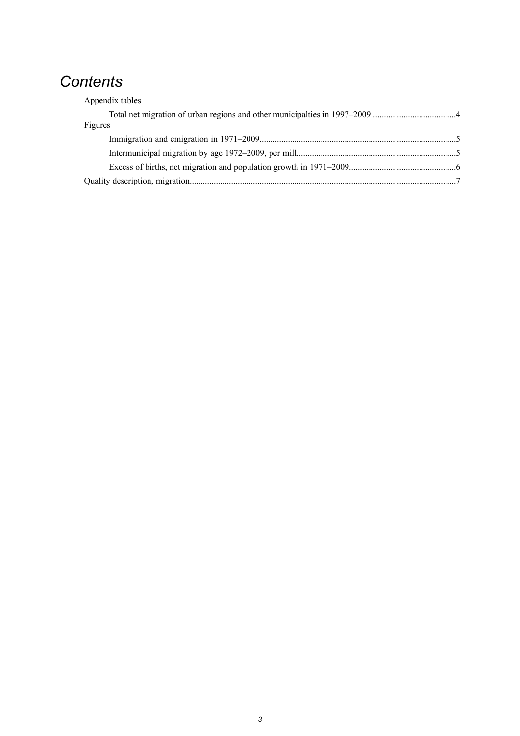# *Contents*

Appendix tables

- Total net migration of urban regions and other municipalties in 1997–2009 ......................................4

Figures

- Immigration and emigration in 1971–2009..........................................................................................5
- Intermunicipal migration by age 1972–2009, per mill.........................................................................5
- Excess of births, net migration and population growth in 1971–2009.................................................6

Quality description, migration..........................................................................................................................7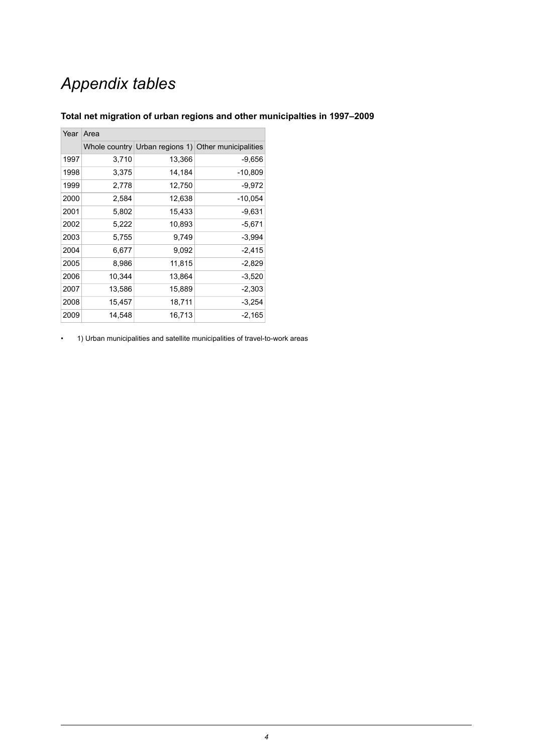# *Appendix tables*

### Total net migration of urban regions and other municipalties in 1997–2009

| Year | Area | | |
|---|---|---|---|
| | Whole country | Urban regions 1) | Other municipalities |
| 1997 | 3,710 | 13,366 | -9,656 |
| 1998 | 3,375 | 14,184 | -10,809 |
| 1999 | 2,778 | 12,750 | -9,972 |
| 2000 | 2,584 | 12,638 | -10,054 |
| 2001 | 5,802 | 15,433 | -9,631 |
| 2002 | 5,222 | 10,893 | -5,671 |
| 2003 | 5,755 | 9,749 | -3,994 |
| 2004 | 6,677 | 9,092 | -2,415 |
| 2005 | 8,986 | 11,815 | -2,829 |
| 2006 | 10,344 | 13,864 | -3,520 |
| 2007 | 13,586 | 15,889 | -2,303 |
| 2008 | 15,457 | 18,711 | -3,254 |
| 2009 | 14,548 | 16,713 | -2,165 |

- 1) Urban municipalities and satellite municipalities of travel-to-work areas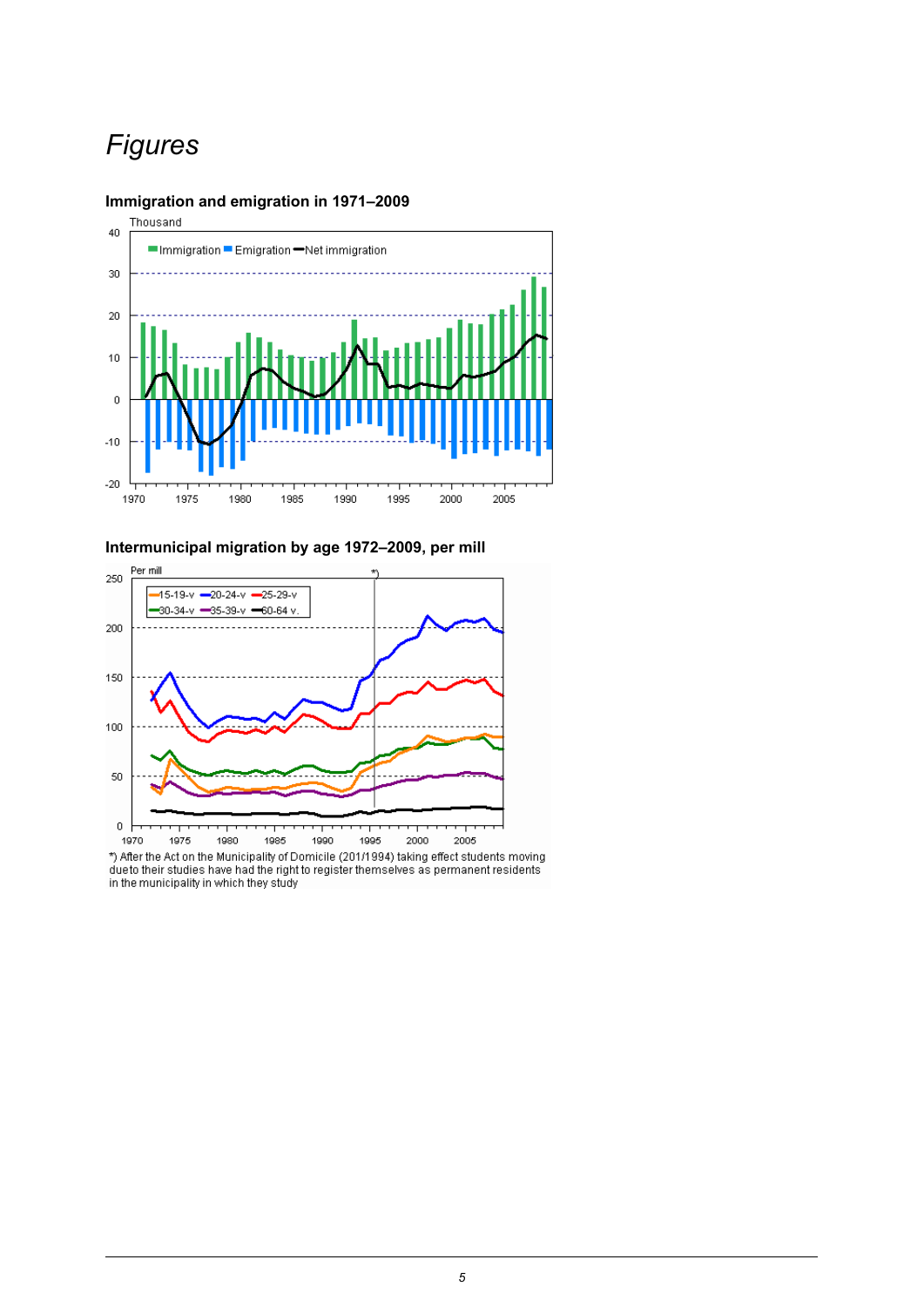# *Figures*

**Immigration and emigration in 1971–2009**

**Intermunicipal migration by age 1972–2009, per mill**

*) After the Act on the Municipality of Domicile (201/1994) taking effect students moving due to their studies have had the right to register themselves as permanent residents in the municipality in which they study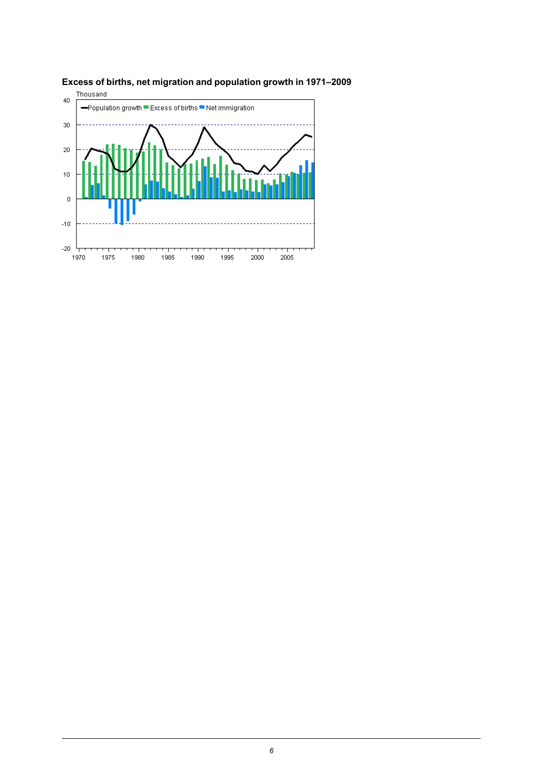**Excess of births, net migration and population growth in 1971–2009**

Thousand

Population growth | Excess of births | Net immigration

40
30
20
10
0
-10
-20

1970 1975 1980 1985 1990 1995 2000 2005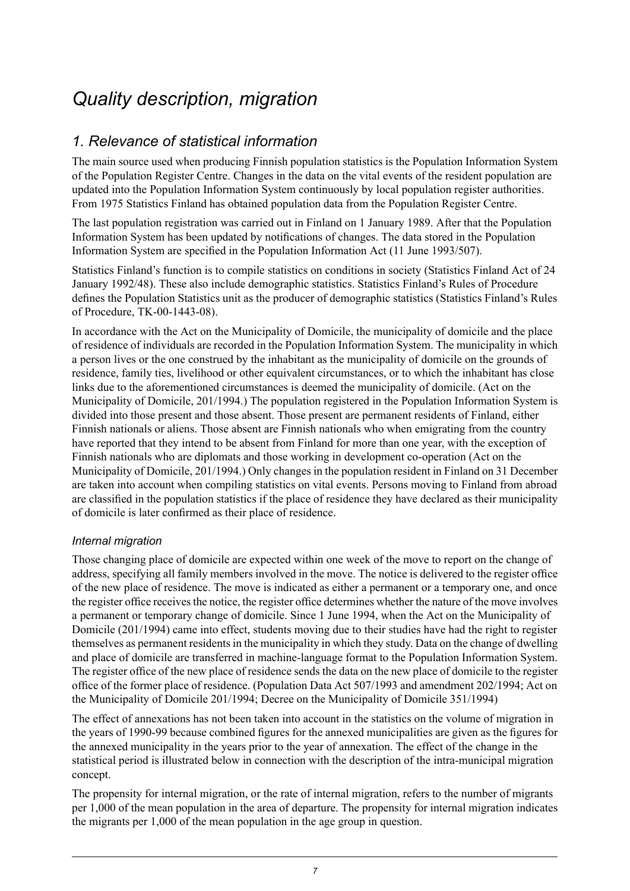# *Quality description, migration*

## *1. Relevance of statistical information*

The main source used when producing Finnish population statistics is the Population Information System of the Population Register Centre. Changes in the data on the vital events of the resident population are updated into the Population Information System continuously by local population register authorities. From 1975 Statistics Finland has obtained population data from the Population Register Centre.

The last population registration was carried out in Finland on 1 January 1989. After that the Population Information System has been updated by notifications of changes. The data stored in the Population Information System are specified in the Population Information Act (11 June 1993/507).

Statistics Finland's function is to compile statistics on conditions in society (Statistics Finland Act of 24 January 1992/48). These also include demographic statistics. Statistics Finland's Rules of Procedure defines the Population Statistics unit as the producer of demographic statistics (Statistics Finland's Rules of Procedure, TK-00-1443-08).

In accordance with the Act on the Municipality of Domicile, the municipality of domicile and the place of residence of individuals are recorded in the Population Information System. The municipality in which a person lives or the one construed by the inhabitant as the municipality of domicile on the grounds of residence, family ties, livelihood or other equivalent circumstances, or to which the inhabitant has close links due to the aforementioned circumstances is deemed the municipality of domicile. (Act on the Municipality of Domicile, 201/1994.) The population registered in the Population Information System is divided into those present and those absent. Those present are permanent residents of Finland, either Finnish nationals or aliens. Those absent are Finnish nationals who when emigrating from the country have reported that they intend to be absent from Finland for more than one year, with the exception of Finnish nationals who are diplomats and those working in development co-operation (Act on the Municipality of Domicile, 201/1994.) Only changes in the population resident in Finland on 31 December are taken into account when compiling statistics on vital events. Persons moving to Finland from abroad are classified in the population statistics if the place of residence they have declared as their municipality of domicile is later confirmed as their place of residence.

### *Internal migration*

Those changing place of domicile are expected within one week of the move to report on the change of address, specifying all family members involved in the move. The notice is delivered to the register office of the new place of residence. The move is indicated as either a permanent or a temporary one, and once the register office receives the notice, the register office determines whether the nature of the move involves a permanent or temporary change of domicile. Since 1 June 1994, when the Act on the Municipality of Domicile (201/1994) came into effect, students moving due to their studies have had the right to register themselves as permanent residents in the municipality in which they study. Data on the change of dwelling and place of domicile are transferred in machine-language format to the Population Information System. The register office of the new place of residence sends the data on the new place of domicile to the register office of the former place of residence. (Population Data Act 507/1993 and amendment 202/1994; Act on the Municipality of Domicile 201/1994; Decree on the Municipality of Domicile 351/1994)

The effect of annexations has not been taken into account in the statistics on the volume of migration in the years of 1990-99 because combined figures for the annexed municipalities are given as the figures for the annexed municipality in the years prior to the year of annexation. The effect of the change in the statistical period is illustrated below in connection with the description of the intra-municipal migration concept.

The propensity for internal migration, or the rate of internal migration, refers to the number of migrants per 1,000 of the mean population in the area of departure. The propensity for internal migration indicates the migrants per 1,000 of the mean population in the age group in question.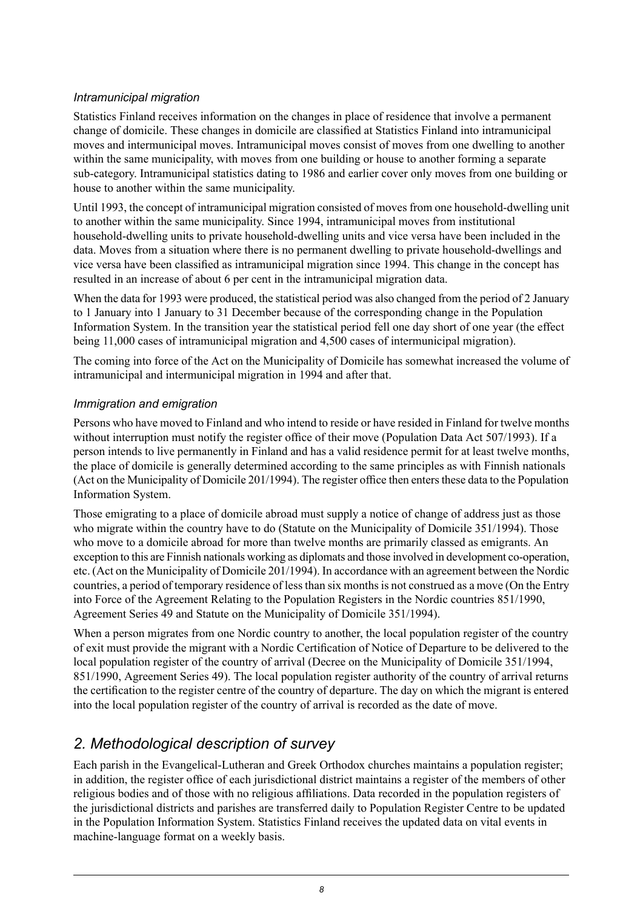*Intramunicipal migration*

Statistics Finland receives information on the changes in place of residence that involve a permanent change of domicile. These changes in domicile are classified at Statistics Finland into intramunicipal moves and intermunicipal moves. Intramunicipal moves consist of moves from one dwelling to another within the same municipality, with moves from one building or house to another forming a separate sub-category. Intramunicipal statistics dating to 1986 and earlier cover only moves from one building or house to another within the same municipality.

Until 1993, the concept of intramunicipal migration consisted of moves from one household-dwelling unit to another within the same municipality. Since 1994, intramunicipal moves from institutional household-dwelling units to private household-dwelling units and vice versa have been included in the data. Moves from a situation where there is no permanent dwelling to private household-dwellings and vice versa have been classified as intramunicipal migration since 1994. This change in the concept has resulted in an increase of about 6 per cent in the intramunicipal migration data.

When the data for 1993 were produced, the statistical period was also changed from the period of 2 January to 1 January into 1 January to 31 December because of the corresponding change in the Population Information System. In the transition year the statistical period fell one day short of one year (the effect being 11,000 cases of intramunicipal migration and 4,500 cases of intermunicipal migration).

The coming into force of the Act on the Municipality of Domicile has somewhat increased the volume of intramunicipal and intermunicipal migration in 1994 and after that.

*Immigration and emigration*

Persons who have moved to Finland and who intend to reside or have resided in Finland for twelve months without interruption must notify the register office of their move (Population Data Act 507/1993). If a person intends to live permanently in Finland and has a valid residence permit for at least twelve months, the place of domicile is generally determined according to the same principles as with Finnish nationals (Act on the Municipality of Domicile 201/1994). The register office then enters these data to the Population Information System.

Those emigrating to a place of domicile abroad must supply a notice of change of address just as those who migrate within the country have to do (Statute on the Municipality of Domicile 351/1994). Those who move to a domicile abroad for more than twelve months are primarily classed as emigrants. An exception to this are Finnish nationals working as diplomats and those involved in development co-operation, etc. (Act on the Municipality of Domicile 201/1994). In accordance with an agreement between the Nordic countries, a period of temporary residence of less than six months is not construed as a move (On the Entry into Force of the Agreement Relating to the Population Registers in the Nordic countries 851/1990, Agreement Series 49 and Statute on the Municipality of Domicile 351/1994).

When a person migrates from one Nordic country to another, the local population register of the country of exit must provide the migrant with a Nordic Certification of Notice of Departure to be delivered to the local population register of the country of arrival (Decree on the Municipality of Domicile 351/1994, 851/1990, Agreement Series 49). The local population register authority of the country of arrival returns the certification to the register centre of the country of departure. The day on which the migrant is entered into the local population register of the country of arrival is recorded as the date of move.

## 2. Methodological description of survey

Each parish in the Evangelical-Lutheran and Greek Orthodox churches maintains a population register; in addition, the register office of each jurisdictional district maintains a register of the members of other religious bodies and of those with no religious affiliations. Data recorded in the population registers of the jurisdictional districts and parishes are transferred daily to Population Register Centre to be updated in the Population Information System. Statistics Finland receives the updated data on vital events in machine-language format on a weekly basis.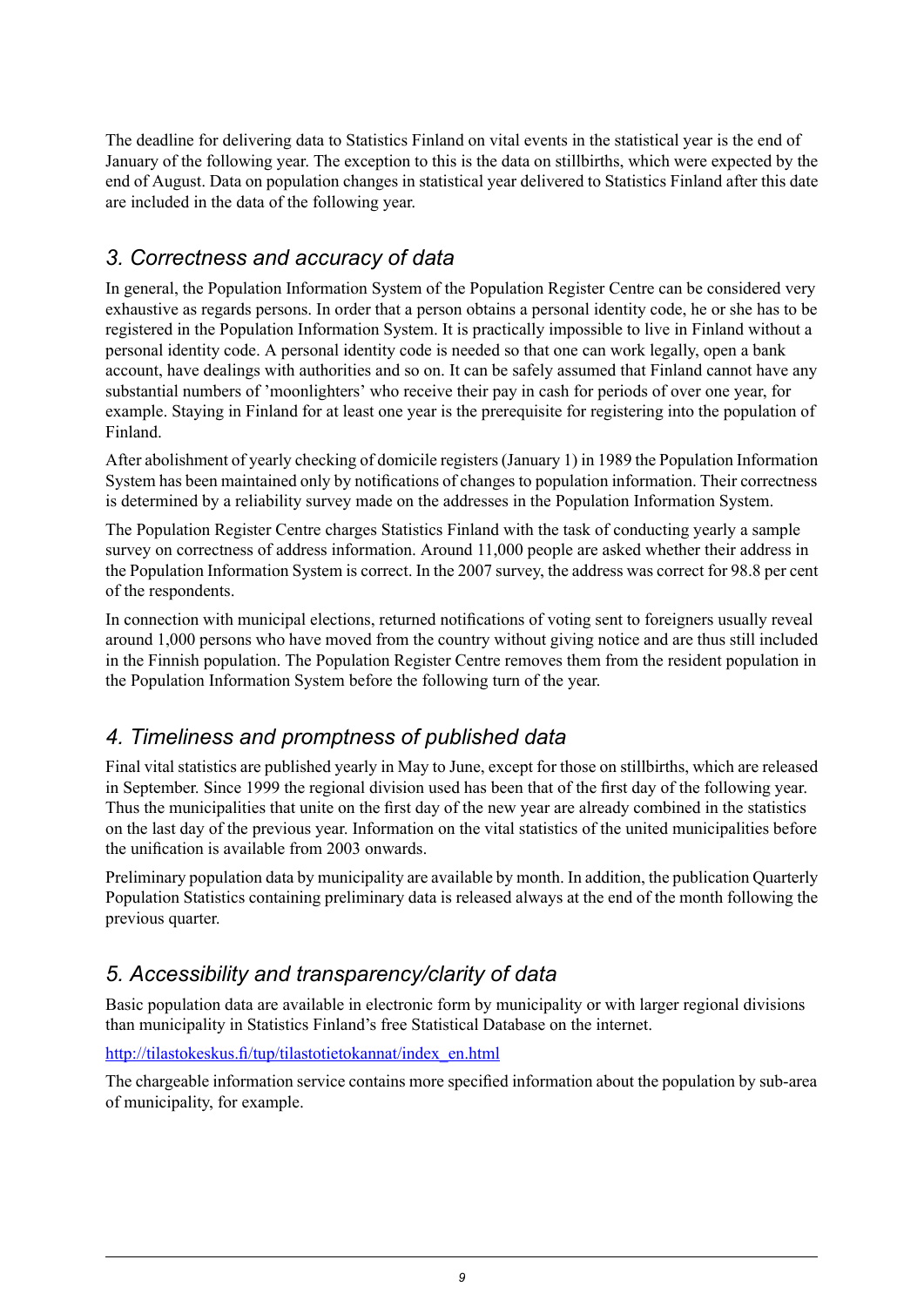The deadline for delivering data to Statistics Finland on vital events in the statistical year is the end of January of the following year. The exception to this is the data on stillbirths, which were expected by the end of August. Data on population changes in statistical year delivered to Statistics Finland after this date are included in the data of the following year.

## *3. Correctness and accuracy of data*

In general, the Population Information System of the Population Register Centre can be considered very exhaustive as regards persons. In order that a person obtains a personal identity code, he or she has to be registered in the Population Information System. It is practically impossible to live in Finland without a personal identity code. A personal identity code is needed so that one can work legally, open a bank account, have dealings with authorities and so on. It can be safely assumed that Finland cannot have any substantial numbers of 'moonlighters' who receive their pay in cash for periods of over one year, for example. Staying in Finland for at least one year is the prerequisite for registering into the population of Finland.

After abolishment of yearly checking of domicile registers (January 1) in 1989 the Population Information System has been maintained only by notifications of changes to population information. Their correctness is determined by a reliability survey made on the addresses in the Population Information System.

The Population Register Centre charges Statistics Finland with the task of conducting yearly a sample survey on correctness of address information. Around 11,000 people are asked whether their address in the Population Information System is correct. In the 2007 survey, the address was correct for 98.8 per cent of the respondents.

In connection with municipal elections, returned notifications of voting sent to foreigners usually reveal around 1,000 persons who have moved from the country without giving notice and are thus still included in the Finnish population. The Population Register Centre removes them from the resident population in the Population Information System before the following turn of the year.

## *4. Timeliness and promptness of published data*

Final vital statistics are published yearly in May to June, except for those on stillbirths, which are released in September. Since 1999 the regional division used has been that of the first day of the following year. Thus the municipalities that unite on the first day of the new year are already combined in the statistics on the last day of the previous year. Information on the vital statistics of the united municipalities before the unification is available from 2003 onwards.

Preliminary population data by municipality are available by month. In addition, the publication Quarterly Population Statistics containing preliminary data is released always at the end of the month following the previous quarter.

## *5. Accessibility and transparency/clarity of data*

Basic population data are available in electronic form by municipality or with larger regional divisions than municipality in Statistics Finland's free Statistical Database on the internet.

http://tilastokeskus.fi/tup/tilastotietokannat/index_en.html

The chargeable information service contains more specified information about the population by sub-area of municipality, for example.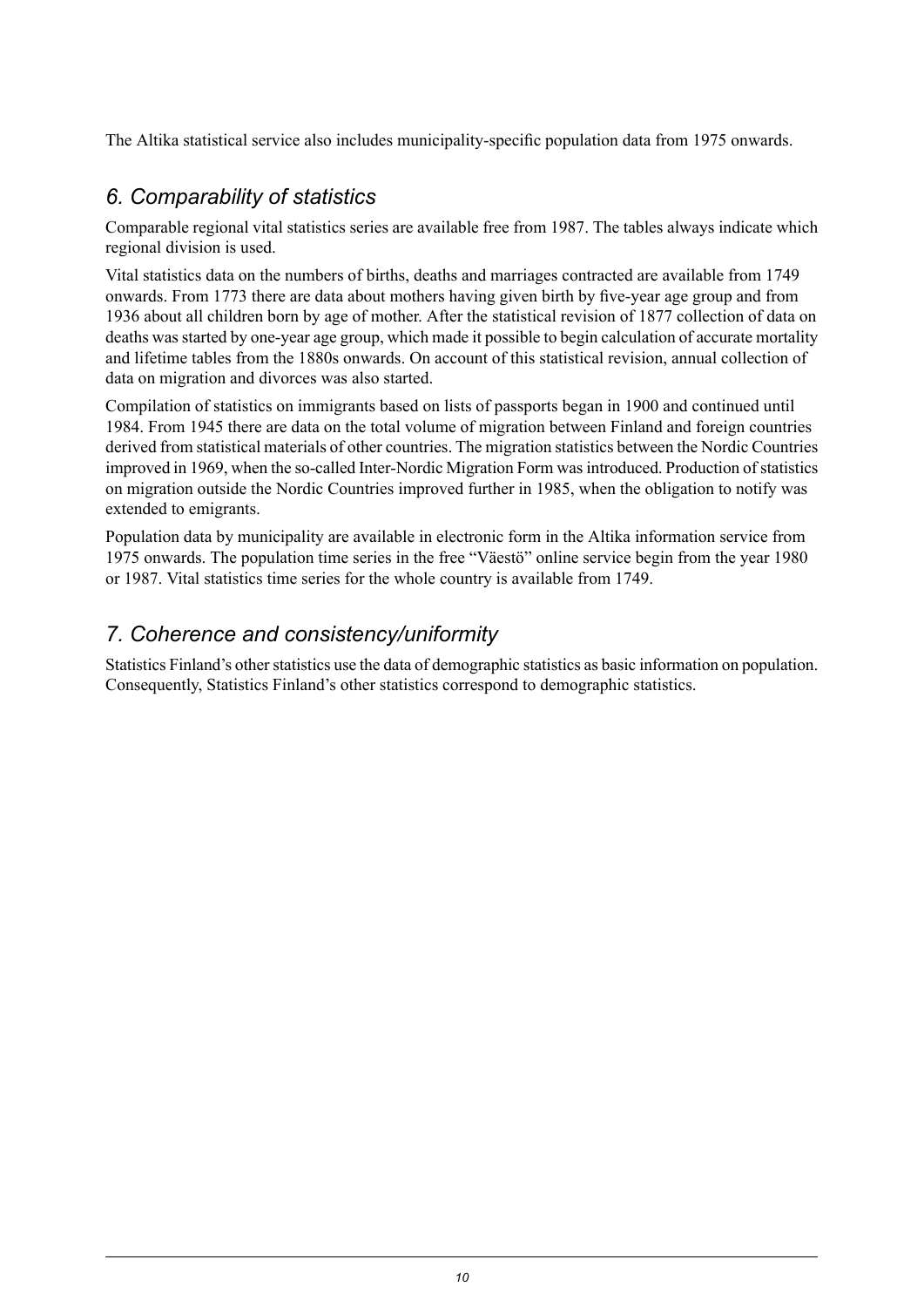The Altika statistical service also includes municipality-specific population data from 1975 onwards.

## 6. Comparability of statistics

Comparable regional vital statistics series are available free from 1987. The tables always indicate which regional division is used.

Vital statistics data on the numbers of births, deaths and marriages contracted are available from 1749 onwards. From 1773 there are data about mothers having given birth by five-year age group and from 1936 about all children born by age of mother. After the statistical revision of 1877 collection of data on deaths was started by one-year age group, which made it possible to begin calculation of accurate mortality and lifetime tables from the 1880s onwards. On account of this statistical revision, annual collection of data on migration and divorces was also started.

Compilation of statistics on immigrants based on lists of passports began in 1900 and continued until 1984. From 1945 there are data on the total volume of migration between Finland and foreign countries derived from statistical materials of other countries. The migration statistics between the Nordic Countries improved in 1969, when the so-called Inter-Nordic Migration Form was introduced. Production of statistics on migration outside the Nordic Countries improved further in 1985, when the obligation to notify was extended to emigrants.

Population data by municipality are available in electronic form in the Altika information service from 1975 onwards. The population time series in the free "Väestö" online service begin from the year 1980 or 1987. Vital statistics time series for the whole country is available from 1749.

## 7. Coherence and consistency/uniformity

Statistics Finland's other statistics use the data of demographic statistics as basic information on population. Consequently, Statistics Finland's other statistics correspond to demographic statistics.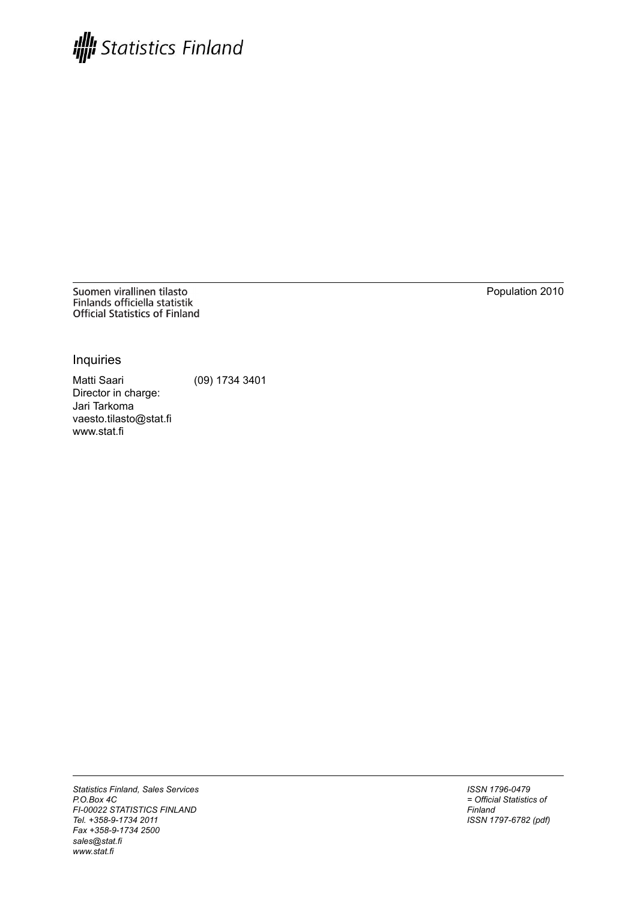Statistics Finland

Suomen virallinen tilasto
Finlands officiella statistik
Official Statistics of Finland

Population 2010

## Inquiries

Matti Saari (09) 1734 3401
Director in charge:
Jari Tarkoma
vaesto.tilasto@stat.fi
www.stat.fi

*Statistics Finland, Sales Services*
*P.O.Box 4C*
*FI-00022 STATISTICS FINLAND*
*Tel. +358-9-1734 2011*
*Fax +358-9-1734 2500*
*sales@stat.fi*
*www.stat.fi*

*ISSN 1796-0479*
*= Official Statistics of Finland*
*ISSN 1797-6782 (pdf)*